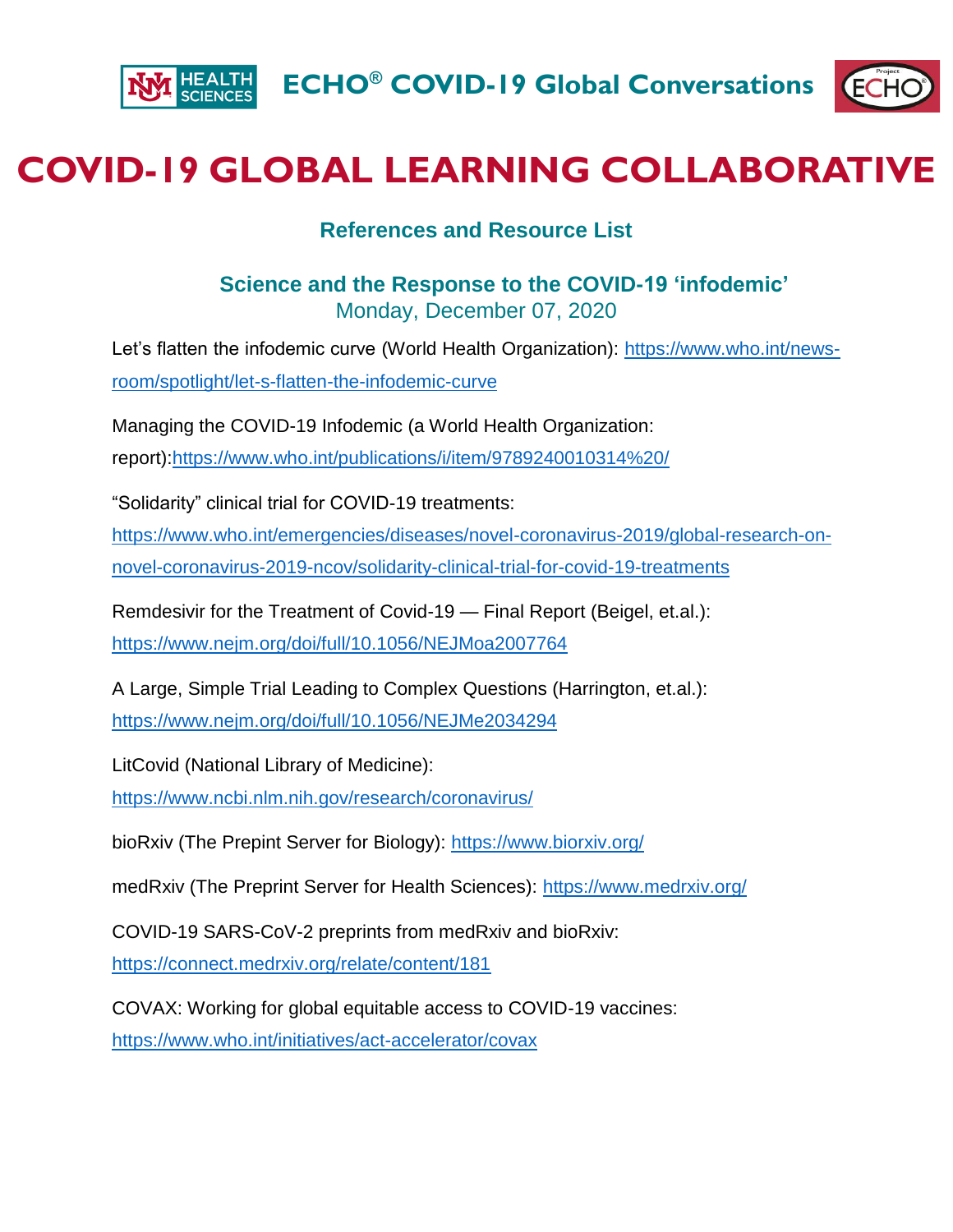ECHO® COVID-19 Global Conversations

# COVID-19 GLOBAL LEARNING COLLABORATIVE

## References and Resource List

### Science and the Response to the COVID-19 'infodemic'

Monday, December 07, 2020

Let's flatten the infodemic curve (World Health Organization): https://www.who.int/news-room/spotlight/let-s-flatten-the-infodemic-curve

Managing the COVID-19 Infodemic (a World Health Organization: report):https://www.who.int/publications/i/item/9789240010314%20/

"Solidarity" clinical trial for COVID-19 treatments: https://www.who.int/emergencies/diseases/novel-coronavirus-2019/global-research-on-novel-coronavirus-2019-ncov/solidarity-clinical-trial-for-covid-19-treatments

Remdesivir for the Treatment of Covid-19 — Final Report (Beigel, et.al.): https://www.nejm.org/doi/full/10.1056/NEJMoa2007764

A Large, Simple Trial Leading to Complex Questions (Harrington, et.al.): https://www.nejm.org/doi/full/10.1056/NEJMe2034294

LitCovid (National Library of Medicine): https://www.ncbi.nlm.nih.gov/research/coronavirus/

bioRxiv (The Prepint Server for Biology): https://www.biorxiv.org/

medRxiv (The Preprint Server for Health Sciences): https://www.medrxiv.org/

COVID-19 SARS-CoV-2 preprints from medRxiv and bioRxiv: https://connect.medrxiv.org/relate/content/181

COVAX: Working for global equitable access to COVID-19 vaccines: https://www.who.int/initiatives/act-accelerator/covax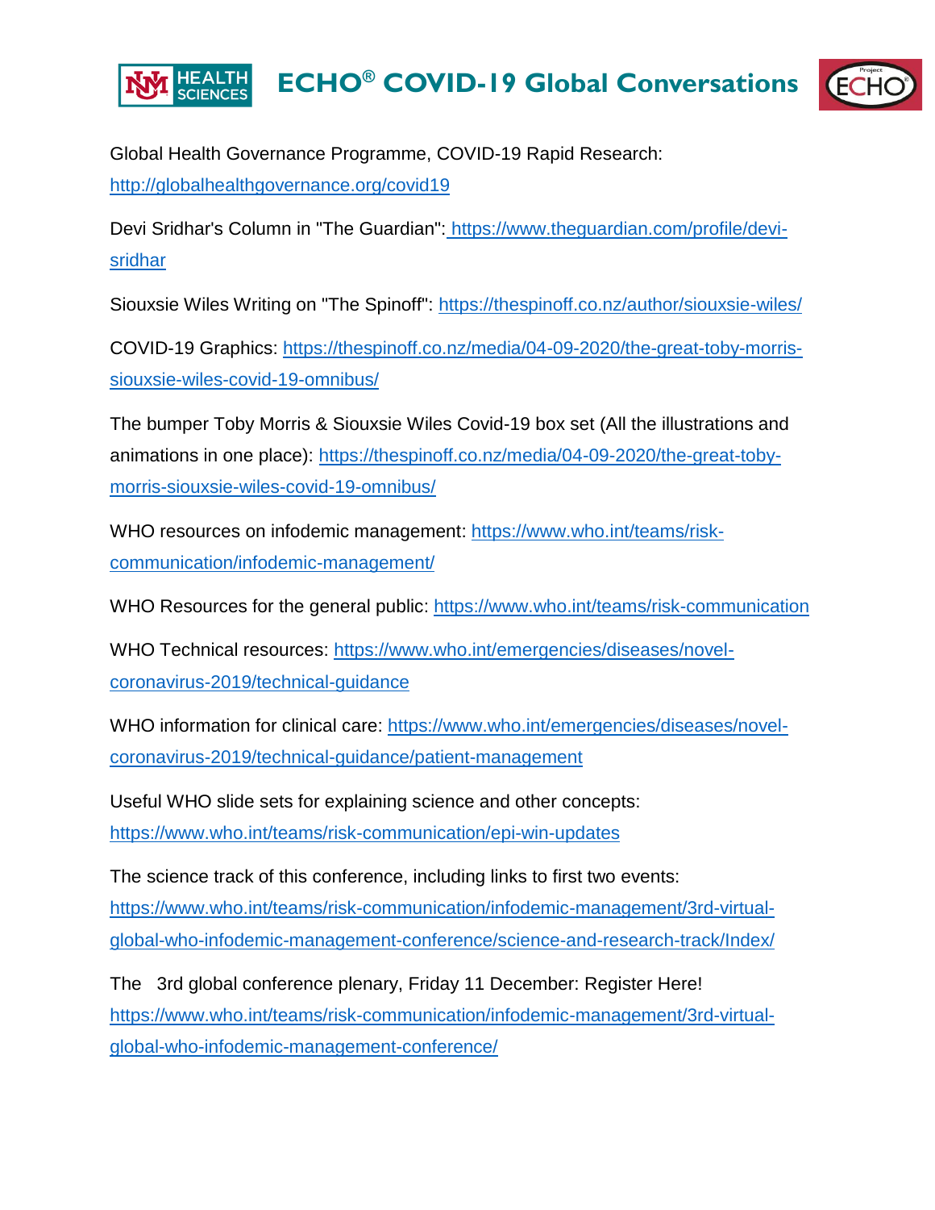Global Health Governance Programme, COVID-19 Rapid Research: http://globalhealthgovernance.org/covid19

Devi Sridhar's Column in "The Guardian": https://www.theguardian.com/profile/devi-sridhar

Siouxsie Wiles Writing on "The Spinoff": https://thespinoff.co.nz/author/siouxsie-wiles/

COVID-19 Graphics: https://thespinoff.co.nz/media/04-09-2020/the-great-toby-morris-siouxsie-wiles-covid-19-omnibus/

The bumper Toby Morris & Siouxsie Wiles Covid-19 box set (All the illustrations and animations in one place): https://thespinoff.co.nz/media/04-09-2020/the-great-toby-morris-siouxsie-wiles-covid-19-omnibus/

WHO resources on infodemic management: https://www.who.int/teams/risk-communication/infodemic-management/

WHO Resources for the general public: https://www.who.int/teams/risk-communication

WHO Technical resources: https://www.who.int/emergencies/diseases/novel-coronavirus-2019/technical-guidance

WHO information for clinical care: https://www.who.int/emergencies/diseases/novel-coronavirus-2019/technical-guidance/patient-management

Useful WHO slide sets for explaining science and other concepts: https://www.who.int/teams/risk-communication/epi-win-updates

The science track of this conference, including links to first two events: https://www.who.int/teams/risk-communication/infodemic-management/3rd-virtual-global-who-infodemic-management-conference/science-and-research-track/Index/

The 3rd global conference plenary, Friday 11 December: Register Here! https://www.who.int/teams/risk-communication/infodemic-management/3rd-virtual-global-who-infodemic-management-conference/